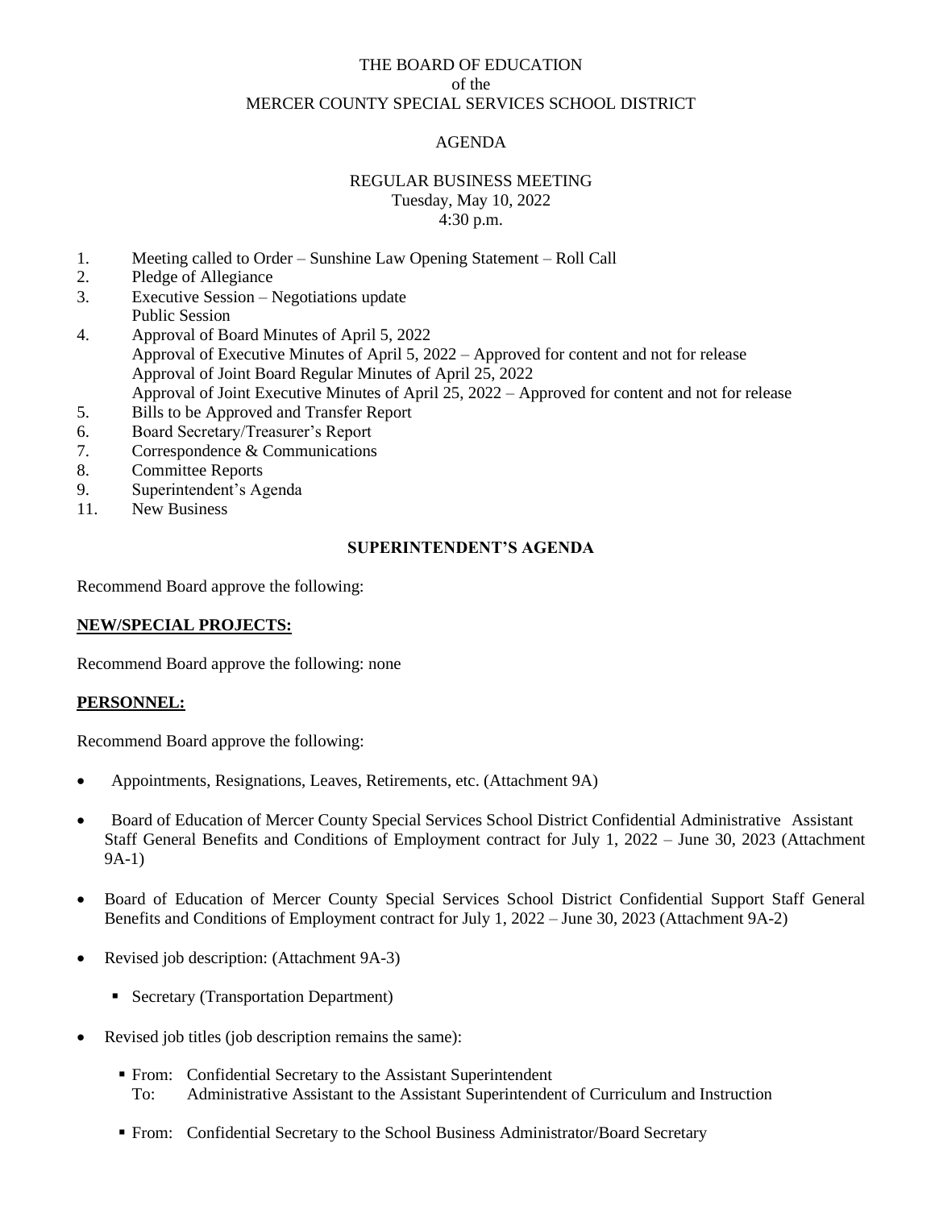THE BOARD OF EDUCATION
of the
MERCER COUNTY SPECIAL SERVICES SCHOOL DISTRICT

AGENDA

REGULAR BUSINESS MEETING
Tuesday, May 10, 2022
4:30 p.m.

1. Meeting called to Order – Sunshine Law Opening Statement – Roll Call
2. Pledge of Allegiance
3. Executive Session – Negotiations update
   Public Session
4. Approval of Board Minutes of April 5, 2022
   Approval of Executive Minutes of April 5, 2022 – Approved for content and not for release
   Approval of Joint Board Regular Minutes of April 25, 2022
   Approval of Joint Executive Minutes of April 25, 2022 – Approved for content and not for release
5. Bills to be Approved and Transfer Report
6. Board Secretary/Treasurer's Report
7. Correspondence & Communications
8. Committee Reports
9. Superintendent's Agenda
11. New Business

**SUPERINTENDENT'S AGENDA**

Recommend Board approve the following:

**NEW/SPECIAL PROJECTS:**

Recommend Board approve the following: none

**PERSONNEL:**

Recommend Board approve the following:

- Appointments, Resignations, Leaves, Retirements, etc. (Attachment 9A)
- Board of Education of Mercer County Special Services School District Confidential Administrative Assistant Staff General Benefits and Conditions of Employment contract for July 1, 2022 – June 30, 2023 (Attachment 9A-1)
- Board of Education of Mercer County Special Services School District Confidential Support Staff General Benefits and Conditions of Employment contract for July 1, 2022 – June 30, 2023 (Attachment 9A-2)
- Revised job description: (Attachment 9A-3)
  - Secretary (Transportation Department)
- Revised job titles (job description remains the same):
  - From: Confidential Secretary to the Assistant Superintendent
    To: Administrative Assistant to the Assistant Superintendent of Curriculum and Instruction
  - From: Confidential Secretary to the School Business Administrator/Board Secretary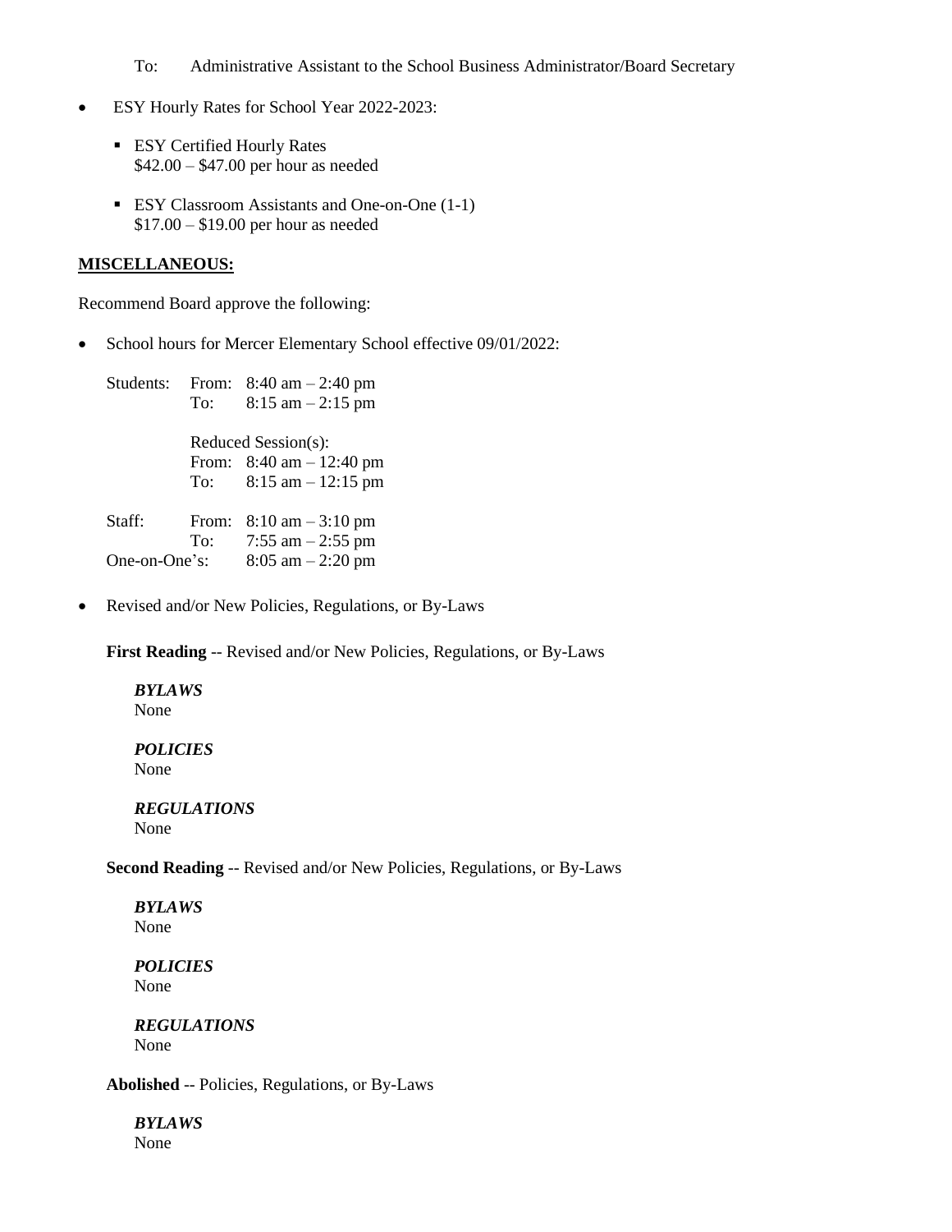To: Administrative Assistant to the School Business Administrator/Board Secretary

- ESY Hourly Rates for School Year 2022-2023:
  - ESY Certified Hourly Rates
    $42.00 – $47.00 per hour as needed
  - ESY Classroom Assistants and One-on-One (1-1)
    $17.00 – $19.00 per hour as needed

**MISCELLANEOUS:**

Recommend Board approve the following:

- School hours for Mercer Elementary School effective 09/01/2022:

  Students: From: 8:40 am – 2:40 pm
  To: 8:15 am – 2:15 pm

  Reduced Session(s):
  From: 8:40 am – 12:40 pm
  To: 8:15 am – 12:15 pm

  Staff: From: 8:10 am – 3:10 pm
  To: 7:55 am – 2:55 pm
  One-on-One's: 8:05 am – 2:20 pm

- Revised and/or New Policies, Regulations, or By-Laws

  **First Reading** -- Revised and/or New Policies, Regulations, or By-Laws

  ***BYLAWS***
  None

  ***POLICIES***
  None

  ***REGULATIONS***
  None

  **Second Reading** -- Revised and/or New Policies, Regulations, or By-Laws

  ***BYLAWS***
  None

  ***POLICIES***
  None

  ***REGULATIONS***
  None

  **Abolished** -- Policies, Regulations, or By-Laws

  ***BYLAWS***
  None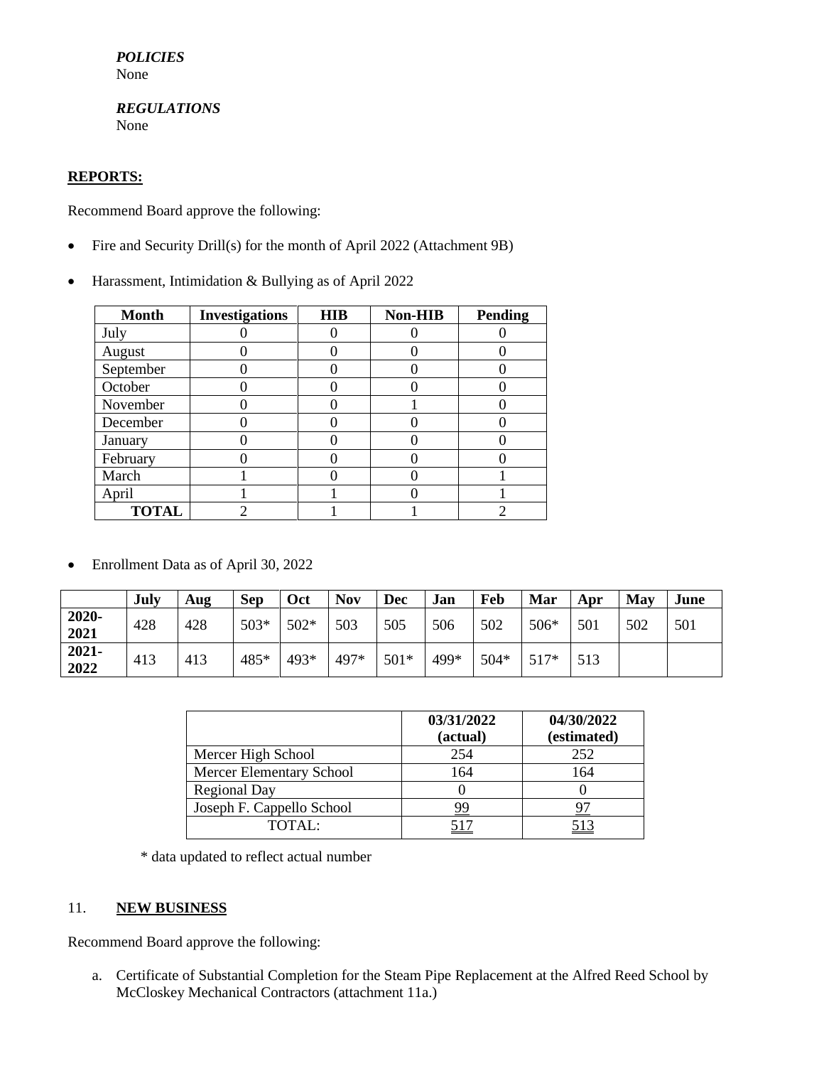*POLICIES*
None

*REGULATIONS*
None

**REPORTS:**

Recommend Board approve the following:

- Fire and Security Drill(s) for the month of April 2022 (Attachment 9B)

- Harassment, Intimidation & Bullying as of April 2022

| Month | Investigations | HIB | Non-HIB | Pending |
|---|---|---|---|---|
| July | 0 | 0 | 0 | 0 |
| August | 0 | 0 | 0 | 0 |
| September | 0 | 0 | 0 | 0 |
| October | 0 | 0 | 0 | 0 |
| November | 0 | 0 | 1 | 0 |
| December | 0 | 0 | 0 | 0 |
| January | 0 | 0 | 0 | 0 |
| February | 0 | 0 | 0 | 0 |
| March | 1 | 0 | 0 | 1 |
| April | 1 | 1 | 0 | 1 |
| **TOTAL** | 2 | 1 | 1 | 2 |

- Enrollment Data as of April 30, 2022

| | July | Aug | Sep | Oct | Nov | Dec | Jan | Feb | Mar | Apr | May | June |
|---|---|---|---|---|---|---|---|---|---|---|---|---|
| **2020-2021** | 428 | 428 | 503* | 502* | 503 | 505 | 506 | 502 | 506* | 501 | 502 | 501 |
| **2021-2022** | 413 | 413 | 485* | 493* | 497* | 501* | 499* | 504* | 517* | 513 | | |

| | 03/31/2022 (actual) | 04/30/2022 (estimated) |
|---|---|---|
| Mercer High School | 254 | 252 |
| Mercer Elementary School | 164 | 164 |
| Regional Day | 0 | 0 |
| Joseph F. Cappello School | 99 | 97 |
| TOTAL: | 517 | 513 |

* data updated to reflect actual number

11. **NEW BUSINESS**

Recommend Board approve the following:

a. Certificate of Substantial Completion for the Steam Pipe Replacement at the Alfred Reed School by McCloskey Mechanical Contractors (attachment 11a.)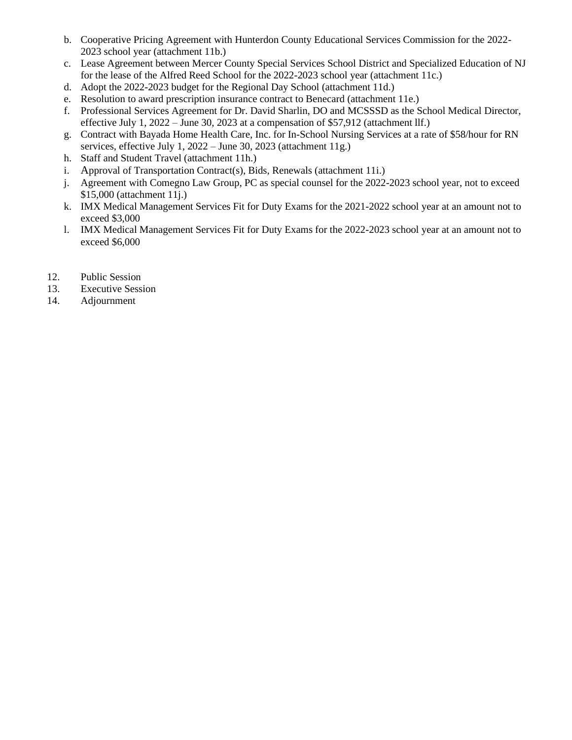b. Cooperative Pricing Agreement with Hunterdon County Educational Services Commission for the 2022-2023 school year (attachment 11b.)
c. Lease Agreement between Mercer County Special Services School District and Specialized Education of NJ for the lease of the Alfred Reed School for the 2022-2023 school year (attachment 11c.)
d. Adopt the 2022-2023 budget for the Regional Day School (attachment 11d.)
e. Resolution to award prescription insurance contract to Benecard (attachment 11e.)
f. Professional Services Agreement for Dr. David Sharlin, DO and MCSSSD as the School Medical Director, effective July 1, 2022 – June 30, 2023 at a compensation of $57,912 (attachment llf.)
g. Contract with Bayada Home Health Care, Inc. for In-School Nursing Services at a rate of $58/hour for RN services, effective July 1, 2022 – June 30, 2023 (attachment 11g.)
h. Staff and Student Travel (attachment 11h.)
i. Approval of Transportation Contract(s), Bids, Renewals (attachment 11i.)
j. Agreement with Comegno Law Group, PC as special counsel for the 2022-2023 school year, not to exceed $15,000 (attachment 11j.)
k. IMX Medical Management Services Fit for Duty Exams for the 2021-2022 school year at an amount not to exceed $3,000
l. IMX Medical Management Services Fit for Duty Exams for the 2022-2023 school year at an amount not to exceed $6,000

12. Public Session
13. Executive Session
14. Adjournment